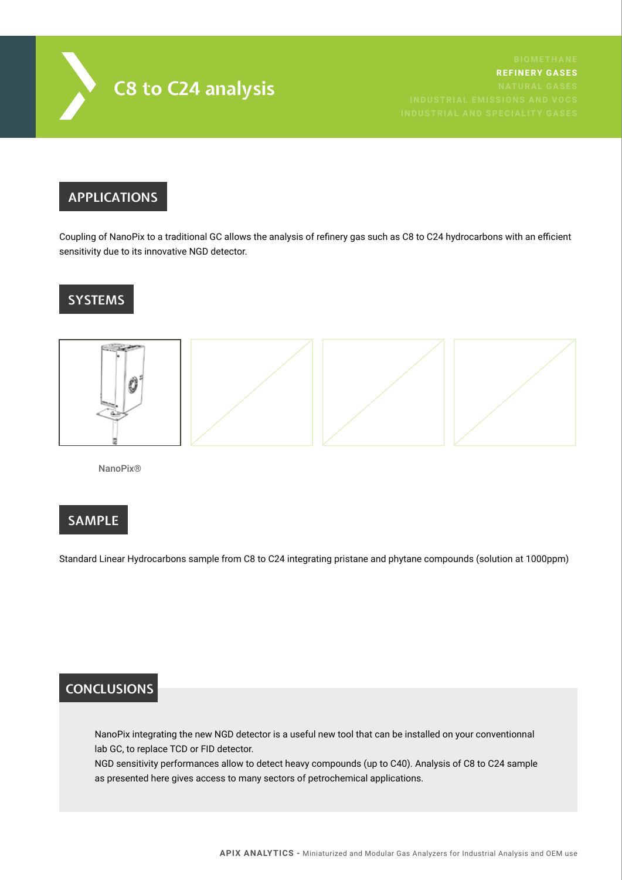# C8 to C24 analysis

BIOMETHANE
**REFINERY GASES**
NATURAL GASES
INDUSTRIAL EMISSIONS AND VOCS
INDUSTRIAL AND SPECIALITY GASES

## APPLICATIONS

Coupling of NanoPix to a traditional GC allows the analysis of refinery gas such as C8 to C24 hydrocarbons with an efficient sensitivity due to its innovative NGD detector.

## SYSTEMS

NanoPix®

## SAMPLE

Standard Linear Hydrocarbons sample from C8 to C24 integrating pristane and phytane compounds (solution at 1000ppm)

## CONCLUSIONS

NanoPix integrating the new NGD detector is a useful new tool that can be installed on your conventionnal lab GC, to replace TCD or FID detector.
NGD sensitivity performances allow to detect heavy compounds (up to C40). Analysis of C8 to C24 sample as presented here gives access to many sectors of petrochemical applications.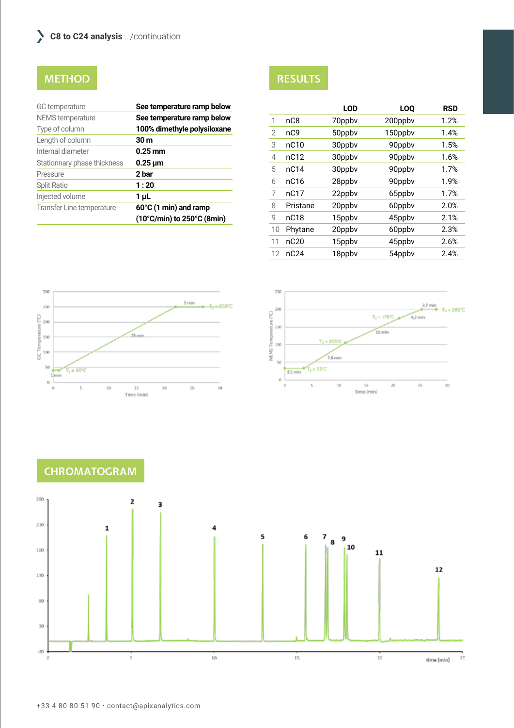C8 to C24 analysis .../continuation

## METHOD

| | |
|---|---|
| GC temperature | **See temperature ramp below** |
| NEMS temperature | **See temperature ramp below** |
| Type of column | **100% dimethyle polysiloxane** |
| Length of column | **30 m** |
| Internal diameter | **0.25 mm** |
| Stationnary phase thickness | **0.25 µm** |
| Pressure | **2 bar** |
| Split Ratio | **1 : 20** |
| Injected volume | **1 µL** |
| Transfer Line temperature | **60°C (1 min) and ramp (10°C/min) to 250°C (8min)** |

## RESULTS

| | | LOD | LOQ | RSD |
|---|---|---|---|---|
| 1 | nC8 | 70ppbv | 200ppbv | 1.2% |
| 2 | nC9 | 50ppbv | 150ppbv | 1.4% |
| 3 | nC10 | 30ppbv | 90ppbv | 1.5% |
| 4 | nC12 | 30ppbv | 90ppbv | 1.6% |
| 5 | nC14 | 30ppbv | 90ppbv | 1.7% |
| 6 | nC16 | 28ppbv | 90ppbv | 1.9% |
| 7 | nC17 | 22ppbv | 65ppbv | 1.7% |
| 8 | Pristane | 20ppbv | 60ppbv | 2.0% |
| 9 | nC18 | 15ppbv | 45ppbv | 2.1% |
| 10 | Phytane | 20ppbv | 60ppbv | 2.3% |
| 11 | nC20 | 15ppbv | 45ppbv | 2.6% |
| 12 | nC24 | 18ppbv | 54ppbv | 2.4% |

GC Temperature (°C)
300
250
200
150
100
50
0
$T_1$ = 40°C
1 min
21 min
5 min
$T_2$ = 250°C
0 5 10 15 20 25 30
Time (min)

NEMS Temperature (°C)
250
200
150
100
50
0
3,5 min
$T_1$ = 33°C
7,6 min
$T_2$ = 105°C
10 min
$T_3$ = 175°C
4,2 min
2,7 min
$T_4$ = 200°C
0 5 10 15 20 25 30
Time (min)

## CHROMATOGRAM

280
230
180
130
80
30
-20
1 2 3 4 5 6 7 8 9 10 11 12
0 5 10 15 20 25
time [min]

+33 4 80 80 51 90 • contact@apixanalytics.com